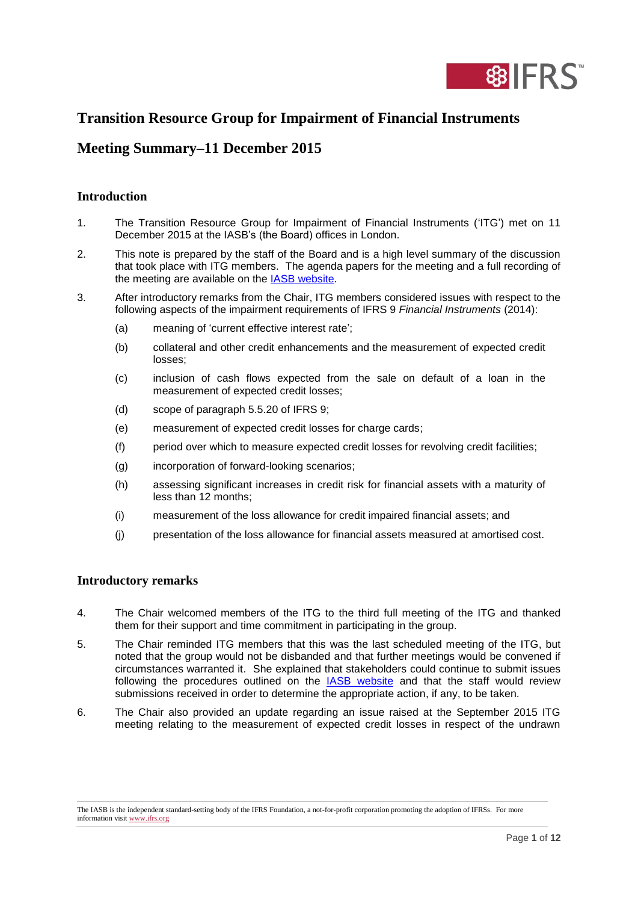# Transition Resource Group for Impairment of Financial Instruments

# Meeting Summary–11 December 2015

## Introduction

1. The Transition Resource Group for Impairment of Financial Instruments ('ITG') met on 11 December 2015 at the IASB's (the Board) offices in London.

2. This note is prepared by the staff of the Board and is a high level summary of the discussion that took place with ITG members. The agenda papers for the meeting and a full recording of the meeting are available on the IASB website.

3. After introductory remarks from the Chair, ITG members considered issues with respect to the following aspects of the impairment requirements of IFRS 9 *Financial Instruments* (2014):

   (a) meaning of 'current effective interest rate';

   (b) collateral and other credit enhancements and the measurement of expected credit losses;

   (c) inclusion of cash flows expected from the sale on default of a loan in the measurement of expected credit losses;

   (d) scope of paragraph 5.5.20 of IFRS 9;

   (e) measurement of expected credit losses for charge cards;

   (f) period over which to measure expected credit losses for revolving credit facilities;

   (g) incorporation of forward-looking scenarios;

   (h) assessing significant increases in credit risk for financial assets with a maturity of less than 12 months;

   (i) measurement of the loss allowance for credit impaired financial assets; and

   (j) presentation of the loss allowance for financial assets measured at amortised cost.

## Introductory remarks

4. The Chair welcomed members of the ITG to the third full meeting of the ITG and thanked them for their support and time commitment in participating in the group.

5. The Chair reminded ITG members that this was the last scheduled meeting of the ITG, but noted that the group would not be disbanded and that further meetings would be convened if circumstances warranted it. She explained that stakeholders could continue to submit issues following the procedures outlined on the IASB website and that the staff would review submissions received in order to determine the appropriate action, if any, to be taken.

6. The Chair also provided an update regarding an issue raised at the September 2015 ITG meeting relating to the measurement of expected credit losses in respect of the undrawn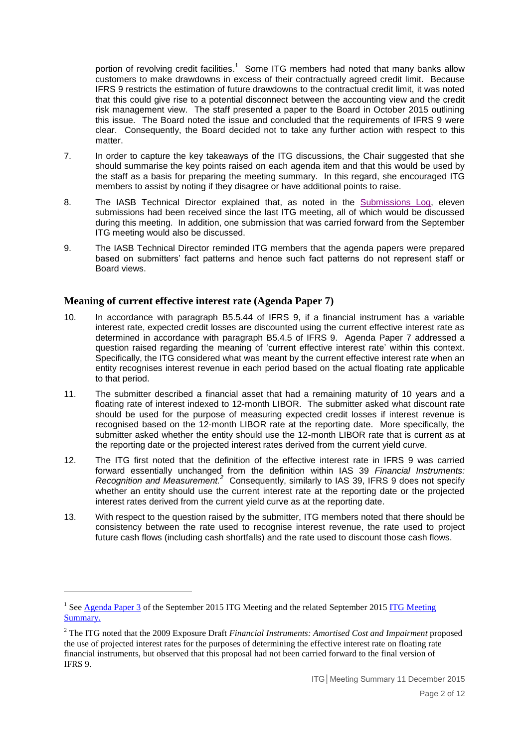portion of revolving credit facilities.[1] Some ITG members had noted that many banks allow customers to make drawdowns in excess of their contractually agreed credit limit. Because IFRS 9 restricts the estimation of future drawdowns to the contractual credit limit, it was noted that this could give rise to a potential disconnect between the accounting view and the credit risk management view. The staff presented a paper to the Board in October 2015 outlining this issue. The Board noted the issue and concluded that the requirements of IFRS 9 were clear. Consequently, the Board decided not to take any further action with respect to this matter.

7. In order to capture the key takeaways of the ITG discussions, the Chair suggested that she should summarise the key points raised on each agenda item and that this would be used by the staff as a basis for preparing the meeting summary. In this regard, she encouraged ITG members to assist by noting if they disagree or have additional points to raise.

8. The IASB Technical Director explained that, as noted in the Submissions Log, eleven submissions had been received since the last ITG meeting, all of which would be discussed during this meeting. In addition, one submission that was carried forward from the September ITG meeting would also be discussed.

9. The IASB Technical Director reminded ITG members that the agenda papers were prepared based on submitters' fact patterns and hence such fact patterns do not represent staff or Board views.

## Meaning of current effective interest rate (Agenda Paper 7)

10. In accordance with paragraph B5.5.44 of IFRS 9, if a financial instrument has a variable interest rate, expected credit losses are discounted using the current effective interest rate as determined in accordance with paragraph B5.4.5 of IFRS 9. Agenda Paper 7 addressed a question raised regarding the meaning of 'current effective interest rate' within this context. Specifically, the ITG considered what was meant by the current effective interest rate when an entity recognises interest revenue in each period based on the actual floating rate applicable to that period.

11. The submitter described a financial asset that had a remaining maturity of 10 years and a floating rate of interest indexed to 12-month LIBOR. The submitter asked what discount rate should be used for the purpose of measuring expected credit losses if interest revenue is recognised based on the 12-month LIBOR rate at the reporting date. More specifically, the submitter asked whether the entity should use the 12-month LIBOR rate that is current as at the reporting date or the projected interest rates derived from the current yield curve.

12. The ITG first noted that the definition of the effective interest rate in IFRS 9 was carried forward essentially unchanged from the definition within IAS 39 *Financial Instruments: Recognition and Measurement.*[2] Consequently, similarly to IAS 39, IFRS 9 does not specify whether an entity should use the current interest rate at the reporting date or the projected interest rates derived from the current yield curve as at the reporting date.

13. With respect to the question raised by the submitter, ITG members noted that there should be consistency between the rate used to recognise interest revenue, the rate used to project future cash flows (including cash shortfalls) and the rate used to discount those cash flows.

---

[1] See Agenda Paper 3 of the September 2015 ITG Meeting and the related September 2015 ITG Meeting Summary.

[2] The ITG noted that the 2009 Exposure Draft *Financial Instruments: Amortised Cost and Impairment* proposed the use of projected interest rates for the purposes of determining the effective interest rate on floating rate financial instruments, but observed that this proposal had not been carried forward to the final version of IFRS 9.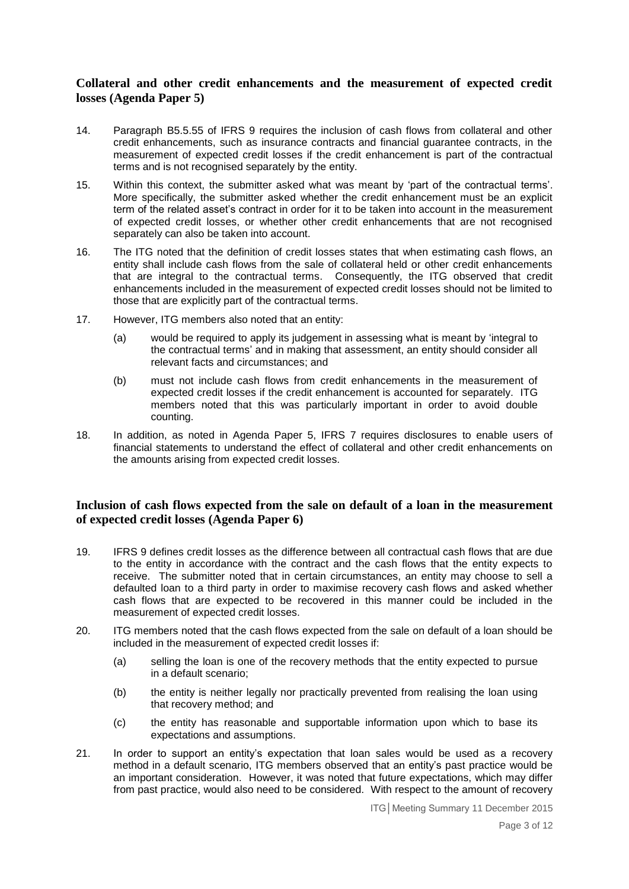## Collateral and other credit enhancements and the measurement of expected credit losses (Agenda Paper 5)

14. Paragraph B5.5.55 of IFRS 9 requires the inclusion of cash flows from collateral and other credit enhancements, such as insurance contracts and financial guarantee contracts, in the measurement of expected credit losses if the credit enhancement is part of the contractual terms and is not recognised separately by the entity.

15. Within this context, the submitter asked what was meant by 'part of the contractual terms'. More specifically, the submitter asked whether the credit enhancement must be an explicit term of the related asset's contract in order for it to be taken into account in the measurement of expected credit losses, or whether other credit enhancements that are not recognised separately can also be taken into account.

16. The ITG noted that the definition of credit losses states that when estimating cash flows, an entity shall include cash flows from the sale of collateral held or other credit enhancements that are integral to the contractual terms. Consequently, the ITG observed that credit enhancements included in the measurement of expected credit losses should not be limited to those that are explicitly part of the contractual terms.

17. However, ITG members also noted that an entity:

    (a) would be required to apply its judgement in assessing what is meant by 'integral to the contractual terms' and in making that assessment, an entity should consider all relevant facts and circumstances; and

    (b) must not include cash flows from credit enhancements in the measurement of expected credit losses if the credit enhancement is accounted for separately. ITG members noted that this was particularly important in order to avoid double counting.

18. In addition, as noted in Agenda Paper 5, IFRS 7 requires disclosures to enable users of financial statements to understand the effect of collateral and other credit enhancements on the amounts arising from expected credit losses.

## Inclusion of cash flows expected from the sale on default of a loan in the measurement of expected credit losses (Agenda Paper 6)

19. IFRS 9 defines credit losses as the difference between all contractual cash flows that are due to the entity in accordance with the contract and the cash flows that the entity expects to receive. The submitter noted that in certain circumstances, an entity may choose to sell a defaulted loan to a third party in order to maximise recovery cash flows and asked whether cash flows that are expected to be recovered in this manner could be included in the measurement of expected credit losses.

20. ITG members noted that the cash flows expected from the sale on default of a loan should be included in the measurement of expected credit losses if:

    (a) selling the loan is one of the recovery methods that the entity expected to pursue in a default scenario;

    (b) the entity is neither legally nor practically prevented from realising the loan using that recovery method; and

    (c) the entity has reasonable and supportable information upon which to base its expectations and assumptions.

21. In order to support an entity's expectation that loan sales would be used as a recovery method in a default scenario, ITG members observed that an entity's past practice would be an important consideration. However, it was noted that future expectations, which may differ from past practice, would also need to be considered. With respect to the amount of recovery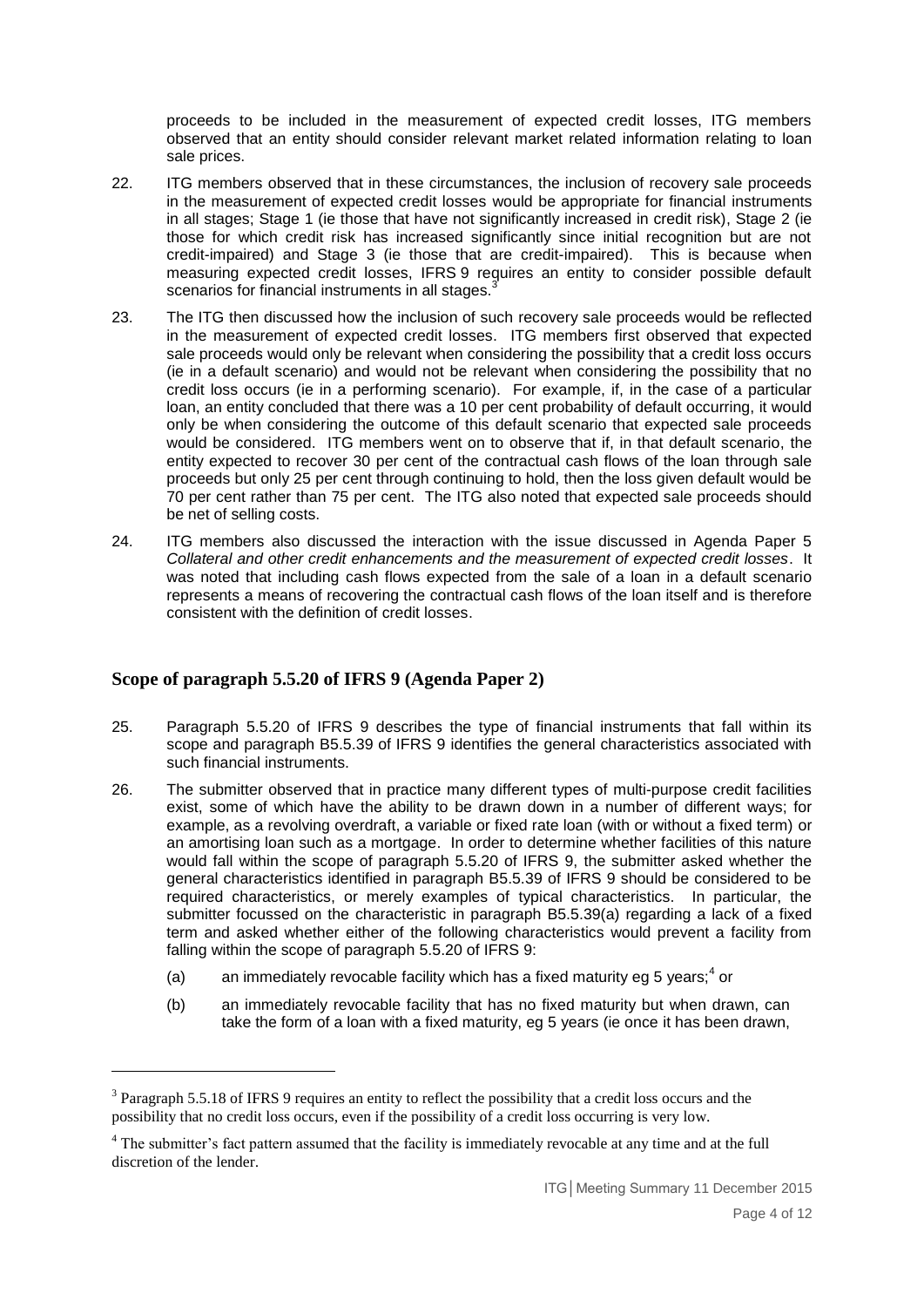proceeds to be included in the measurement of expected credit losses, ITG members observed that an entity should consider relevant market related information relating to loan sale prices.

22. ITG members observed that in these circumstances, the inclusion of recovery sale proceeds in the measurement of expected credit losses would be appropriate for financial instruments in all stages; Stage 1 (ie those that have not significantly increased in credit risk), Stage 2 (ie those for which credit risk has increased significantly since initial recognition but are not credit-impaired) and Stage 3 (ie those that are credit-impaired). This is because when measuring expected credit losses, IFRS 9 requires an entity to consider possible default scenarios for financial instruments in all stages.[3]

23. The ITG then discussed how the inclusion of such recovery sale proceeds would be reflected in the measurement of expected credit losses. ITG members first observed that expected sale proceeds would only be relevant when considering the possibility that a credit loss occurs (ie in a default scenario) and would not be relevant when considering the possibility that no credit loss occurs (ie in a performing scenario). For example, if, in the case of a particular loan, an entity concluded that there was a 10 per cent probability of default occurring, it would only be when considering the outcome of this default scenario that expected sale proceeds would be considered. ITG members went on to observe that if, in that default scenario, the entity expected to recover 30 per cent of the contractual cash flows of the loan through sale proceeds but only 25 per cent through continuing to hold, then the loss given default would be 70 per cent rather than 75 per cent. The ITG also noted that expected sale proceeds should be net of selling costs.

24. ITG members also discussed the interaction with the issue discussed in Agenda Paper 5 *Collateral and other credit enhancements and the measurement of expected credit losses*. It was noted that including cash flows expected from the sale of a loan in a default scenario represents a means of recovering the contractual cash flows of the loan itself and is therefore consistent with the definition of credit losses.

## Scope of paragraph 5.5.20 of IFRS 9 (Agenda Paper 2)

25. Paragraph 5.5.20 of IFRS 9 describes the type of financial instruments that fall within its scope and paragraph B5.5.39 of IFRS 9 identifies the general characteristics associated with such financial instruments.

26. The submitter observed that in practice many different types of multi-purpose credit facilities exist, some of which have the ability to be drawn down in a number of different ways; for example, as a revolving overdraft, a variable or fixed rate loan (with or without a fixed term) or an amortising loan such as a mortgage. In order to determine whether facilities of this nature would fall within the scope of paragraph 5.5.20 of IFRS 9, the submitter asked whether the general characteristics identified in paragraph B5.5.39 of IFRS 9 should be considered to be required characteristics, or merely examples of typical characteristics. In particular, the submitter focussed on the characteristic in paragraph B5.5.39(a) regarding a lack of a fixed term and asked whether either of the following characteristics would prevent a facility from falling within the scope of paragraph 5.5.20 of IFRS 9:

    (a) an immediately revocable facility which has a fixed maturity eg 5 years;[4] or

    (b) an immediately revocable facility that has no fixed maturity but when drawn, can take the form of a loan with a fixed maturity, eg 5 years (ie once it has been drawn,

[3] Paragraph 5.5.18 of IFRS 9 requires an entity to reflect the possibility that a credit loss occurs and the possibility that no credit loss occurs, even if the possibility of a credit loss occurring is very low.

[4] The submitter's fact pattern assumed that the facility is immediately revocable at any time and at the full discretion of the lender.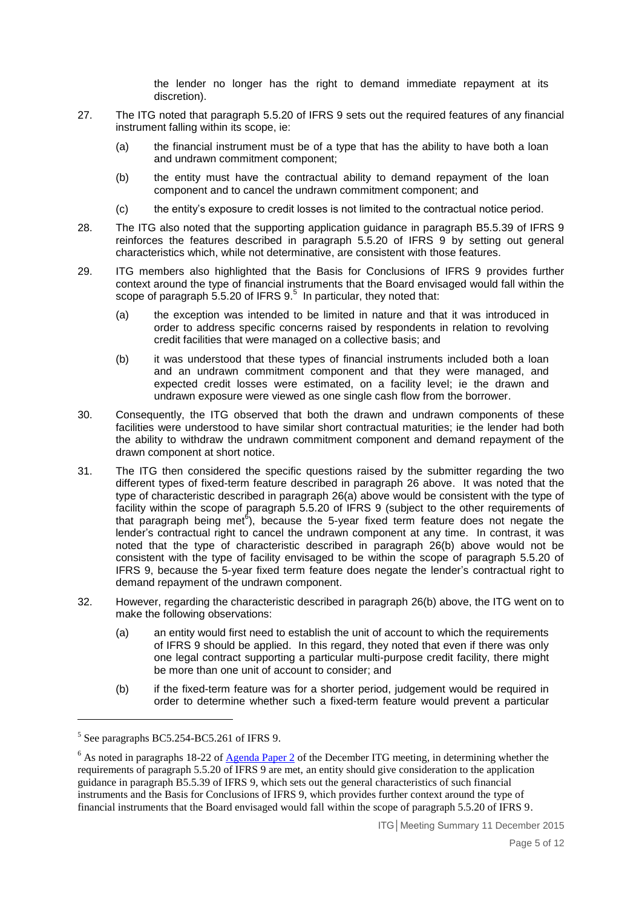the lender no longer has the right to demand immediate repayment at its discretion).

27. The ITG noted that paragraph 5.5.20 of IFRS 9 sets out the required features of any financial instrument falling within its scope, ie:

    (a) the financial instrument must be of a type that has the ability to have both a loan and undrawn commitment component;

    (b) the entity must have the contractual ability to demand repayment of the loan component and to cancel the undrawn commitment component; and

    (c) the entity's exposure to credit losses is not limited to the contractual notice period.

28. The ITG also noted that the supporting application guidance in paragraph B5.5.39 of IFRS 9 reinforces the features described in paragraph 5.5.20 of IFRS 9 by setting out general characteristics which, while not determinative, are consistent with those features.

29. ITG members also highlighted that the Basis for Conclusions of IFRS 9 provides further context around the type of financial instruments that the Board envisaged would fall within the scope of paragraph 5.5.20 of IFRS 9.[5] In particular, they noted that:

    (a) the exception was intended to be limited in nature and that it was introduced in order to address specific concerns raised by respondents in relation to revolving credit facilities that were managed on a collective basis; and

    (b) it was understood that these types of financial instruments included both a loan and an undrawn commitment component and that they were managed, and expected credit losses were estimated, on a facility level; ie the drawn and undrawn exposure were viewed as one single cash flow from the borrower.

30. Consequently, the ITG observed that both the drawn and undrawn components of these facilities were understood to have similar short contractual maturities; ie the lender had both the ability to withdraw the undrawn commitment component and demand repayment of the drawn component at short notice.

31. The ITG then considered the specific questions raised by the submitter regarding the two different types of fixed-term feature described in paragraph 26 above. It was noted that the type of characteristic described in paragraph 26(a) above would be consistent with the type of facility within the scope of paragraph 5.5.20 of IFRS 9 (subject to the other requirements of that paragraph being met[6]), because the 5-year fixed term feature does not negate the lender's contractual right to cancel the undrawn component at any time. In contrast, it was noted that the type of characteristic described in paragraph 26(b) above would not be consistent with the type of facility envisaged to be within the scope of paragraph 5.5.20 of IFRS 9, because the 5-year fixed term feature does negate the lender's contractual right to demand repayment of the undrawn component.

32. However, regarding the characteristic described in paragraph 26(b) above, the ITG went on to make the following observations:

    (a) an entity would first need to establish the unit of account to which the requirements of IFRS 9 should be applied. In this regard, they noted that even if there was only one legal contract supporting a particular multi-purpose credit facility, there might be more than one unit of account to consider; and

    (b) if the fixed-term feature was for a shorter period, judgement would be required in order to determine whether such a fixed-term feature would prevent a particular

---

[5] See paragraphs BC5.254-BC5.261 of IFRS 9.

[6] As noted in paragraphs 18-22 of Agenda Paper 2 of the December ITG meeting, in determining whether the requirements of paragraph 5.5.20 of IFRS 9 are met, an entity should give consideration to the application guidance in paragraph B5.5.39 of IFRS 9, which sets out the general characteristics of such financial instruments and the Basis for Conclusions of IFRS 9, which provides further context around the type of financial instruments that the Board envisaged would fall within the scope of paragraph 5.5.20 of IFRS 9.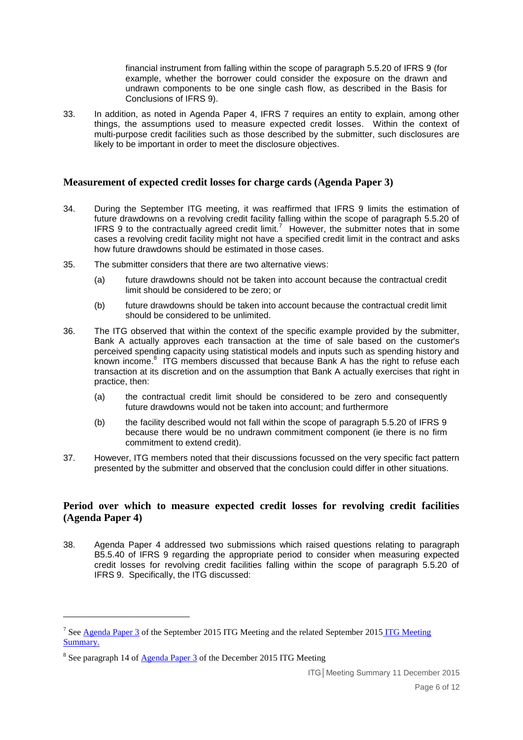financial instrument from falling within the scope of paragraph 5.5.20 of IFRS 9 (for example, whether the borrower could consider the exposure on the drawn and undrawn components to be one single cash flow, as described in the Basis for Conclusions of IFRS 9).

33. In addition, as noted in Agenda Paper 4, IFRS 7 requires an entity to explain, among other things, the assumptions used to measure expected credit losses. Within the context of multi-purpose credit facilities such as those described by the submitter, such disclosures are likely to be important in order to meet the disclosure objectives.

## Measurement of expected credit losses for charge cards (Agenda Paper 3)

34. During the September ITG meeting, it was reaffirmed that IFRS 9 limits the estimation of future drawdowns on a revolving credit facility falling within the scope of paragraph 5.5.20 of IFRS 9 to the contractually agreed credit limit.[7] However, the submitter notes that in some cases a revolving credit facility might not have a specified credit limit in the contract and asks how future drawdowns should be estimated in those cases.

35. The submitter considers that there are two alternative views:

    (a) future drawdowns should not be taken into account because the contractual credit limit should be considered to be zero; or

    (b) future drawdowns should be taken into account because the contractual credit limit should be considered to be unlimited.

36. The ITG observed that within the context of the specific example provided by the submitter, Bank A actually approves each transaction at the time of sale based on the customer's perceived spending capacity using statistical models and inputs such as spending history and known income.[8] ITG members discussed that because Bank A has the right to refuse each transaction at its discretion and on the assumption that Bank A actually exercises that right in practice, then:

    (a) the contractual credit limit should be considered to be zero and consequently future drawdowns would not be taken into account; and furthermore

    (b) the facility described would not fall within the scope of paragraph 5.5.20 of IFRS 9 because there would be no undrawn commitment component (ie there is no firm commitment to extend credit).

37. However, ITG members noted that their discussions focussed on the very specific fact pattern presented by the submitter and observed that the conclusion could differ in other situations.

## Period over which to measure expected credit losses for revolving credit facilities (Agenda Paper 4)

38. Agenda Paper 4 addressed two submissions which raised questions relating to paragraph B5.5.40 of IFRS 9 regarding the appropriate period to consider when measuring expected credit losses for revolving credit facilities falling within the scope of paragraph 5.5.20 of IFRS 9. Specifically, the ITG discussed:

---

[7] See Agenda Paper 3 of the September 2015 ITG Meeting and the related September 2015 ITG Meeting Summary.

[8] See paragraph 14 of Agenda Paper 3 of the December 2015 ITG Meeting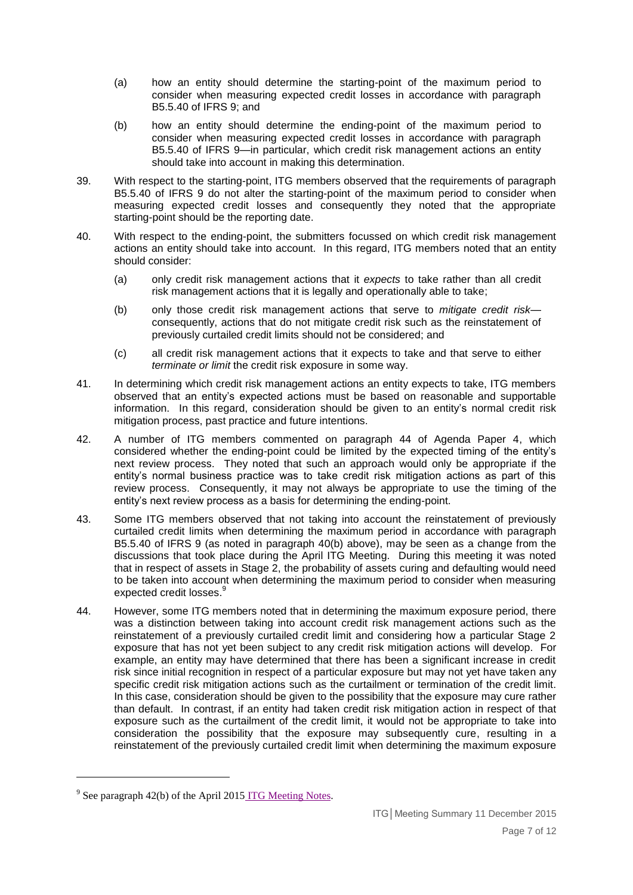(a) how an entity should determine the starting-point of the maximum period to consider when measuring expected credit losses in accordance with paragraph B5.5.40 of IFRS 9; and

(b) how an entity should determine the ending-point of the maximum period to consider when measuring expected credit losses in accordance with paragraph B5.5.40 of IFRS 9—in particular, which credit risk management actions an entity should take into account in making this determination.

39. With respect to the starting-point, ITG members observed that the requirements of paragraph B5.5.40 of IFRS 9 do not alter the starting-point of the maximum period to consider when measuring expected credit losses and consequently they noted that the appropriate starting-point should be the reporting date.

40. With respect to the ending-point, the submitters focussed on which credit risk management actions an entity should take into account. In this regard, ITG members noted that an entity should consider:

(a) only credit risk management actions that it *expects* to take rather than all credit risk management actions that it is legally and operationally able to take;

(b) only those credit risk management actions that serve to *mitigate credit risk*—consequently, actions that do not mitigate credit risk such as the reinstatement of previously curtailed credit limits should not be considered; and

(c) all credit risk management actions that it expects to take and that serve to either *terminate or limit* the credit risk exposure in some way.

41. In determining which credit risk management actions an entity expects to take, ITG members observed that an entity's expected actions must be based on reasonable and supportable information. In this regard, consideration should be given to an entity's normal credit risk mitigation process, past practice and future intentions.

42. A number of ITG members commented on paragraph 44 of Agenda Paper 4, which considered whether the ending-point could be limited by the expected timing of the entity's next review process. They noted that such an approach would only be appropriate if the entity's normal business practice was to take credit risk mitigation actions as part of this review process. Consequently, it may not always be appropriate to use the timing of the entity's next review process as a basis for determining the ending-point.

43. Some ITG members observed that not taking into account the reinstatement of previously curtailed credit limits when determining the maximum period in accordance with paragraph B5.5.40 of IFRS 9 (as noted in paragraph 40(b) above), may be seen as a change from the discussions that took place during the April ITG Meeting. During this meeting it was noted that in respect of assets in Stage 2, the probability of assets curing and defaulting would need to be taken into account when determining the maximum period to consider when measuring expected credit losses.[9]

44. However, some ITG members noted that in determining the maximum exposure period, there was a distinction between taking into account credit risk management actions such as the reinstatement of a previously curtailed credit limit and considering how a particular Stage 2 exposure that has not yet been subject to any credit risk mitigation actions will develop. For example, an entity may have determined that there has been a significant increase in credit risk since initial recognition in respect of a particular exposure but may not yet have taken any specific credit risk mitigation actions such as the curtailment or termination of the credit limit. In this case, consideration should be given to the possibility that the exposure may cure rather than default. In contrast, if an entity had taken credit risk mitigation action in respect of that exposure such as the curtailment of the credit limit, it would not be appropriate to take into consideration the possibility that the exposure may subsequently cure, resulting in a reinstatement of the previously curtailed credit limit when determining the maximum exposure

---

[9] See paragraph 42(b) of the April 2015 ITG Meeting Notes.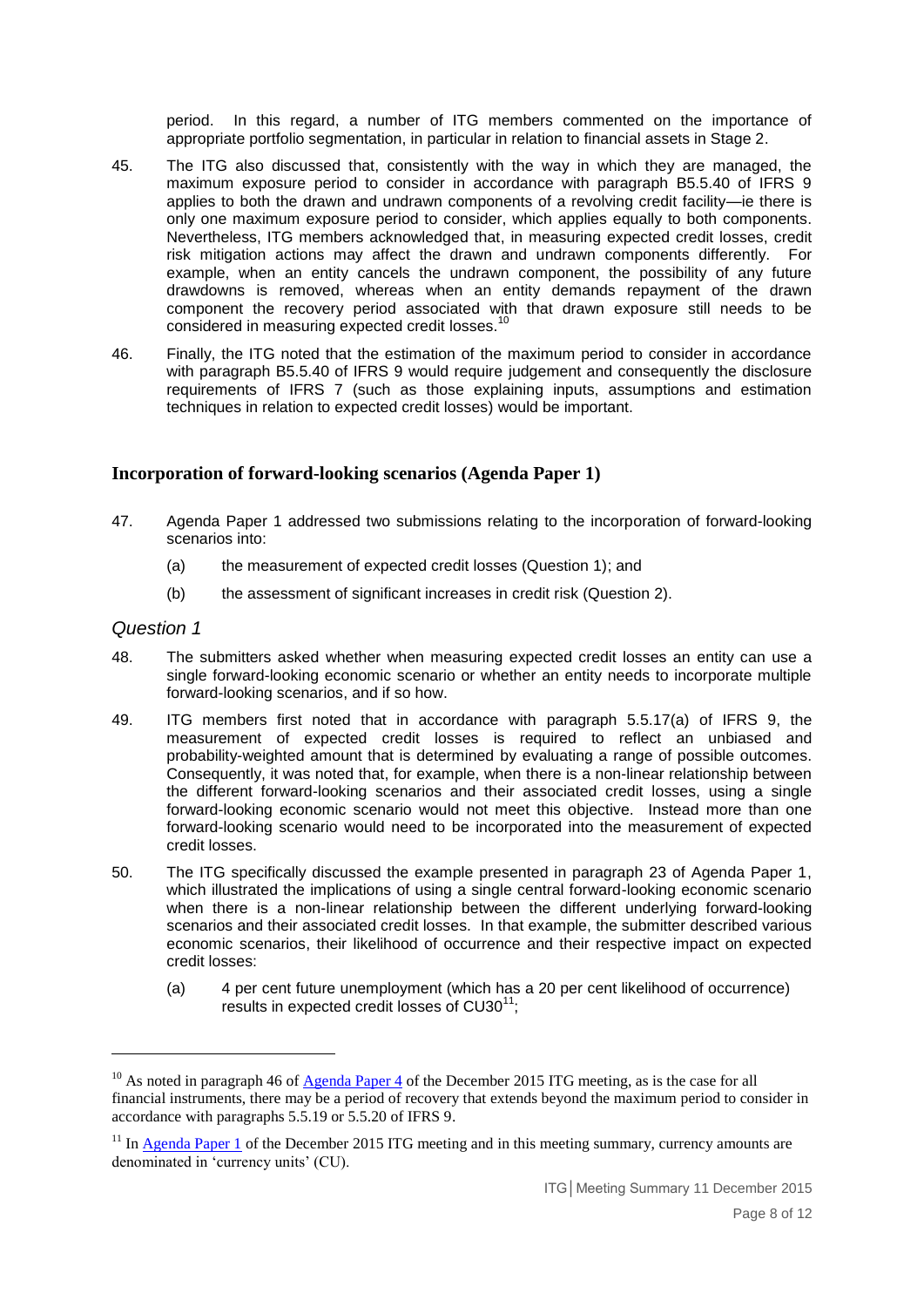period. In this regard, a number of ITG members commented on the importance of appropriate portfolio segmentation, in particular in relation to financial assets in Stage 2.

45. The ITG also discussed that, consistently with the way in which they are managed, the maximum exposure period to consider in accordance with paragraph B5.5.40 of IFRS 9 applies to both the drawn and undrawn components of a revolving credit facility—ie there is only one maximum exposure period to consider, which applies equally to both components. Nevertheless, ITG members acknowledged that, in measuring expected credit losses, credit risk mitigation actions may affect the drawn and undrawn components differently. For example, when an entity cancels the undrawn component, the possibility of any future drawdowns is removed, whereas when an entity demands repayment of the drawn component the recovery period associated with that drawn exposure still needs to be considered in measuring expected credit losses.[10]

46. Finally, the ITG noted that the estimation of the maximum period to consider in accordance with paragraph B5.5.40 of IFRS 9 would require judgement and consequently the disclosure requirements of IFRS 7 (such as those explaining inputs, assumptions and estimation techniques in relation to expected credit losses) would be important.

## Incorporation of forward-looking scenarios (Agenda Paper 1)

47. Agenda Paper 1 addressed two submissions relating to the incorporation of forward-looking scenarios into:

    (a) the measurement of expected credit losses (Question 1); and

    (b) the assessment of significant increases in credit risk (Question 2).

### *Question 1*

48. The submitters asked whether when measuring expected credit losses an entity can use a single forward-looking economic scenario or whether an entity needs to incorporate multiple forward-looking scenarios, and if so how.

49. ITG members first noted that in accordance with paragraph 5.5.17(a) of IFRS 9, the measurement of expected credit losses is required to reflect an unbiased and probability-weighted amount that is determined by evaluating a range of possible outcomes. Consequently, it was noted that, for example, when there is a non-linear relationship between the different forward-looking scenarios and their associated credit losses, using a single forward-looking economic scenario would not meet this objective. Instead more than one forward-looking scenario would need to be incorporated into the measurement of expected credit losses.

50. The ITG specifically discussed the example presented in paragraph 23 of Agenda Paper 1, which illustrated the implications of using a single central forward-looking economic scenario when there is a non-linear relationship between the different underlying forward-looking scenarios and their associated credit losses. In that example, the submitter described various economic scenarios, their likelihood of occurrence and their respective impact on expected credit losses:

    (a) 4 per cent future unemployment (which has a 20 per cent likelihood of occurrence) results in expected credit losses of CU30[11];

---

[10] As noted in paragraph 46 of Agenda Paper 4 of the December 2015 ITG meeting, as is the case for all financial instruments, there may be a period of recovery that extends beyond the maximum period to consider in accordance with paragraphs 5.5.19 or 5.5.20 of IFRS 9.

[11] In Agenda Paper 1 of the December 2015 ITG meeting and in this meeting summary, currency amounts are denominated in 'currency units' (CU).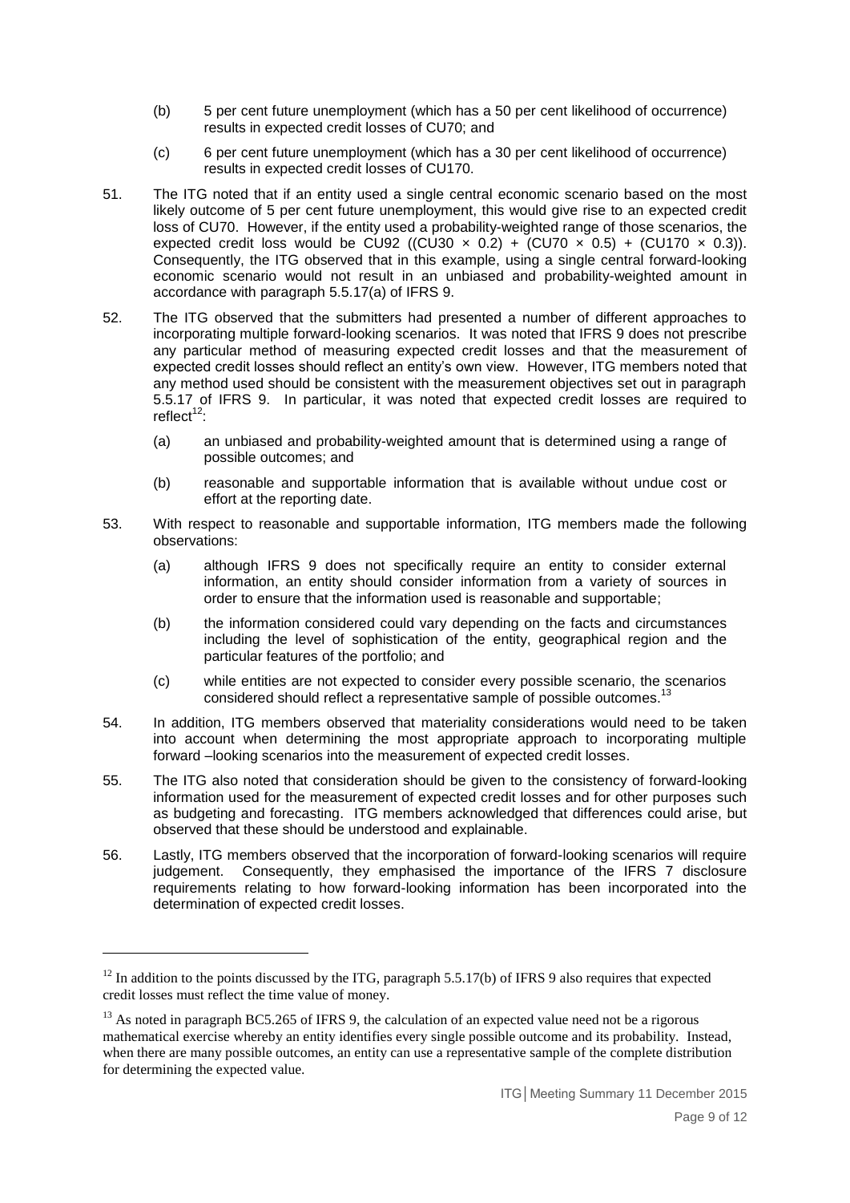(b) 5 per cent future unemployment (which has a 50 per cent likelihood of occurrence) results in expected credit losses of CU70; and

(c) 6 per cent future unemployment (which has a 30 per cent likelihood of occurrence) results in expected credit losses of CU170.

51. The ITG noted that if an entity used a single central economic scenario based on the most likely outcome of 5 per cent future unemployment, this would give rise to an expected credit loss of CU70. However, if the entity used a probability-weighted range of those scenarios, the expected credit loss would be CU92 ((CU30 × 0.2) + (CU70 × 0.5) + (CU170 × 0.3)). Consequently, the ITG observed that in this example, using a single central forward-looking economic scenario would not result in an unbiased and probability-weighted amount in accordance with paragraph 5.5.17(a) of IFRS 9.

52. The ITG observed that the submitters had presented a number of different approaches to incorporating multiple forward-looking scenarios. It was noted that IFRS 9 does not prescribe any particular method of measuring expected credit losses and that the measurement of expected credit losses should reflect an entity's own view. However, ITG members noted that any method used should be consistent with the measurement objectives set out in paragraph 5.5.17 of IFRS 9. In particular, it was noted that expected credit losses are required to reflect[12]:

    (a) an unbiased and probability-weighted amount that is determined using a range of possible outcomes; and

    (b) reasonable and supportable information that is available without undue cost or effort at the reporting date.

53. With respect to reasonable and supportable information, ITG members made the following observations:

    (a) although IFRS 9 does not specifically require an entity to consider external information, an entity should consider information from a variety of sources in order to ensure that the information used is reasonable and supportable;

    (b) the information considered could vary depending on the facts and circumstances including the level of sophistication of the entity, geographical region and the particular features of the portfolio; and

    (c) while entities are not expected to consider every possible scenario, the scenarios considered should reflect a representative sample of possible outcomes.[13]

54. In addition, ITG members observed that materiality considerations would need to be taken into account when determining the most appropriate approach to incorporating multiple forward –looking scenarios into the measurement of expected credit losses.

55. The ITG also noted that consideration should be given to the consistency of forward-looking information used for the measurement of expected credit losses and for other purposes such as budgeting and forecasting. ITG members acknowledged that differences could arise, but observed that these should be understood and explainable.

56. Lastly, ITG members observed that the incorporation of forward-looking scenarios will require judgement. Consequently, they emphasised the importance of the IFRS 7 disclosure requirements relating to how forward-looking information has been incorporated into the determination of expected credit losses.

---

[12] In addition to the points discussed by the ITG, paragraph 5.5.17(b) of IFRS 9 also requires that expected credit losses must reflect the time value of money.

[13] As noted in paragraph BC5.265 of IFRS 9, the calculation of an expected value need not be a rigorous mathematical exercise whereby an entity identifies every single possible outcome and its probability. Instead, when there are many possible outcomes, an entity can use a representative sample of the complete distribution for determining the expected value.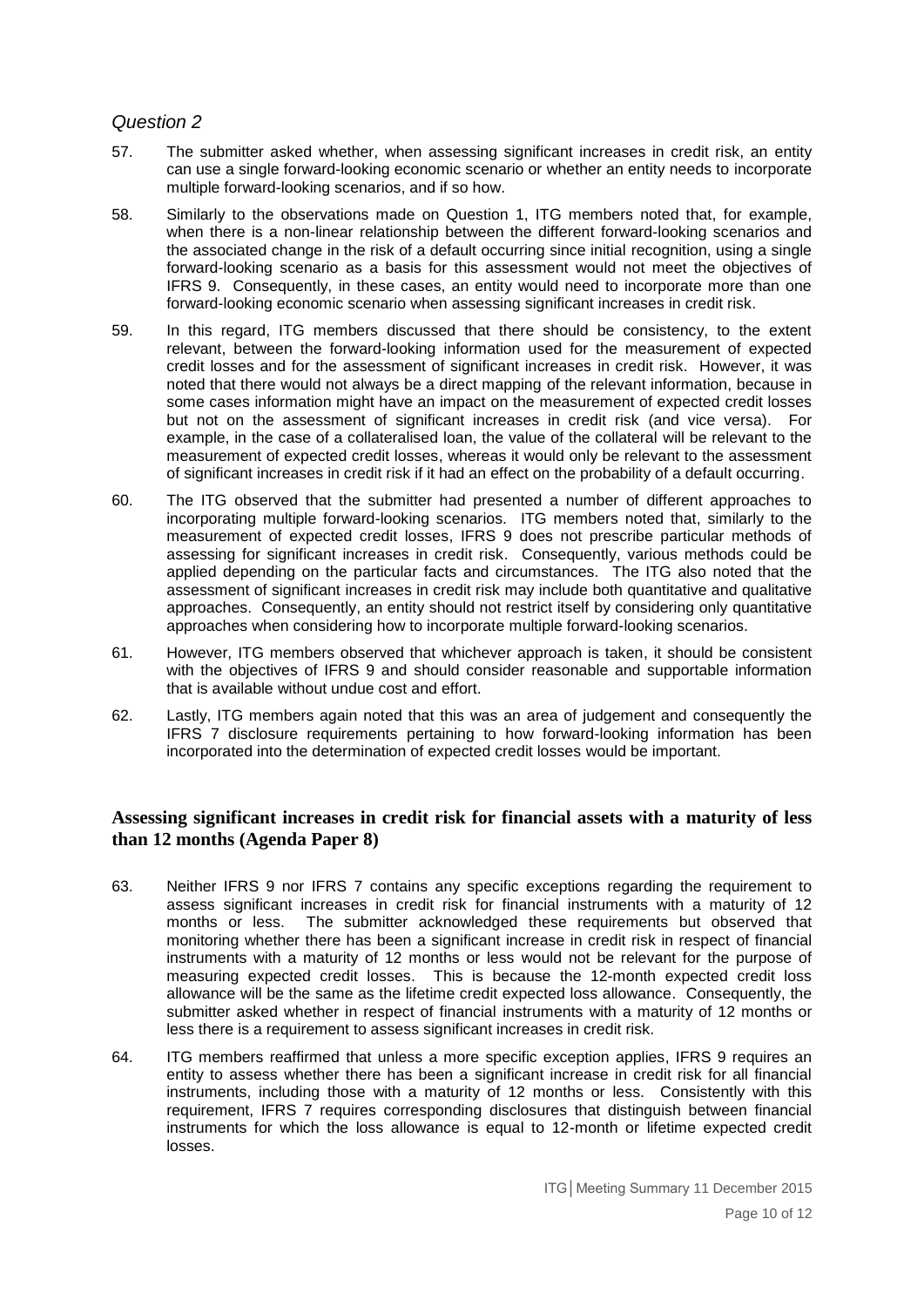*Question 2*

57. The submitter asked whether, when assessing significant increases in credit risk, an entity can use a single forward-looking economic scenario or whether an entity needs to incorporate multiple forward-looking scenarios, and if so how.

58. Similarly to the observations made on Question 1, ITG members noted that, for example, when there is a non-linear relationship between the different forward-looking scenarios and the associated change in the risk of a default occurring since initial recognition, using a single forward-looking scenario as a basis for this assessment would not meet the objectives of IFRS 9. Consequently, in these cases, an entity would need to incorporate more than one forward-looking economic scenario when assessing significant increases in credit risk.

59. In this regard, ITG members discussed that there should be consistency, to the extent relevant, between the forward-looking information used for the measurement of expected credit losses and for the assessment of significant increases in credit risk. However, it was noted that there would not always be a direct mapping of the relevant information, because in some cases information might have an impact on the measurement of expected credit losses but not on the assessment of significant increases in credit risk (and vice versa). For example, in the case of a collateralised loan, the value of the collateral will be relevant to the measurement of expected credit losses, whereas it would only be relevant to the assessment of significant increases in credit risk if it had an effect on the probability of a default occurring.

60. The ITG observed that the submitter had presented a number of different approaches to incorporating multiple forward-looking scenarios. ITG members noted that, similarly to the measurement of expected credit losses, IFRS 9 does not prescribe particular methods of assessing for significant increases in credit risk. Consequently, various methods could be applied depending on the particular facts and circumstances. The ITG also noted that the assessment of significant increases in credit risk may include both quantitative and qualitative approaches. Consequently, an entity should not restrict itself by considering only quantitative approaches when considering how to incorporate multiple forward-looking scenarios.

61. However, ITG members observed that whichever approach is taken, it should be consistent with the objectives of IFRS 9 and should consider reasonable and supportable information that is available without undue cost and effort.

62. Lastly, ITG members again noted that this was an area of judgement and consequently the IFRS 7 disclosure requirements pertaining to how forward-looking information has been incorporated into the determination of expected credit losses would be important.

## Assessing significant increases in credit risk for financial assets with a maturity of less than 12 months (Agenda Paper 8)

63. Neither IFRS 9 nor IFRS 7 contains any specific exceptions regarding the requirement to assess significant increases in credit risk for financial instruments with a maturity of 12 months or less. The submitter acknowledged these requirements but observed that monitoring whether there has been a significant increase in credit risk in respect of financial instruments with a maturity of 12 months or less would not be relevant for the purpose of measuring expected credit losses. This is because the 12-month expected credit loss allowance will be the same as the lifetime credit expected loss allowance. Consequently, the submitter asked whether in respect of financial instruments with a maturity of 12 months or less there is a requirement to assess significant increases in credit risk.

64. ITG members reaffirmed that unless a more specific exception applies, IFRS 9 requires an entity to assess whether there has been a significant increase in credit risk for all financial instruments, including those with a maturity of 12 months or less. Consistently with this requirement, IFRS 7 requires corresponding disclosures that distinguish between financial instruments for which the loss allowance is equal to 12-month or lifetime expected credit losses.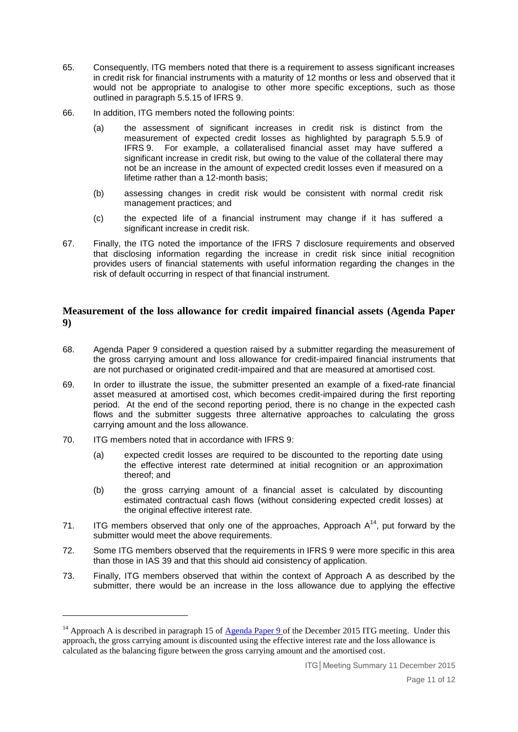65. Consequently, ITG members noted that there is a requirement to assess significant increases in credit risk for financial instruments with a maturity of 12 months or less and observed that it would not be appropriate to analogise to other more specific exceptions, such as those outlined in paragraph 5.5.15 of IFRS 9.

66. In addition, ITG members noted the following points:

    (a) the assessment of significant increases in credit risk is distinct from the measurement of expected credit losses as highlighted by paragraph 5.5.9 of IFRS 9. For example, a collateralised financial asset may have suffered a significant increase in credit risk, but owing to the value of the collateral there may not be an increase in the amount of expected credit losses even if measured on a lifetime rather than a 12-month basis;

    (b) assessing changes in credit risk would be consistent with normal credit risk management practices; and

    (c) the expected life of a financial instrument may change if it has suffered a significant increase in credit risk.

67. Finally, the ITG noted the importance of the IFRS 7 disclosure requirements and observed that disclosing information regarding the increase in credit risk since initial recognition provides users of financial statements with useful information regarding the changes in the risk of default occurring in respect of that financial instrument.

## Measurement of the loss allowance for credit impaired financial assets (Agenda Paper 9)

68. Agenda Paper 9 considered a question raised by a submitter regarding the measurement of the gross carrying amount and loss allowance for credit-impaired financial instruments that are not purchased or originated credit-impaired and that are measured at amortised cost.

69. In order to illustrate the issue, the submitter presented an example of a fixed-rate financial asset measured at amortised cost, which becomes credit-impaired during the first reporting period. At the end of the second reporting period, there is no change in the expected cash flows and the submitter suggests three alternative approaches to calculating the gross carrying amount and the loss allowance.

70. ITG members noted that in accordance with IFRS 9:

    (a) expected credit losses are required to be discounted to the reporting date using the effective interest rate determined at initial recognition or an approximation thereof; and

    (b) the gross carrying amount of a financial asset is calculated by discounting estimated contractual cash flows (without considering expected credit losses) at the original effective interest rate.

71. ITG members observed that only one of the approaches, Approach A[14], put forward by the submitter would meet the above requirements.

72. Some ITG members observed that the requirements in IFRS 9 were more specific in this area than those in IAS 39 and that this should aid consistency of application.

73. Finally, ITG members observed that within the context of Approach A as described by the submitter, there would be an increase in the loss allowance due to applying the effective

[14] Approach A is described in paragraph 15 of Agenda Paper 9 of the December 2015 ITG meeting. Under this approach, the gross carrying amount is discounted using the effective interest rate and the loss allowance is calculated as the balancing figure between the gross carrying amount and the amortised cost.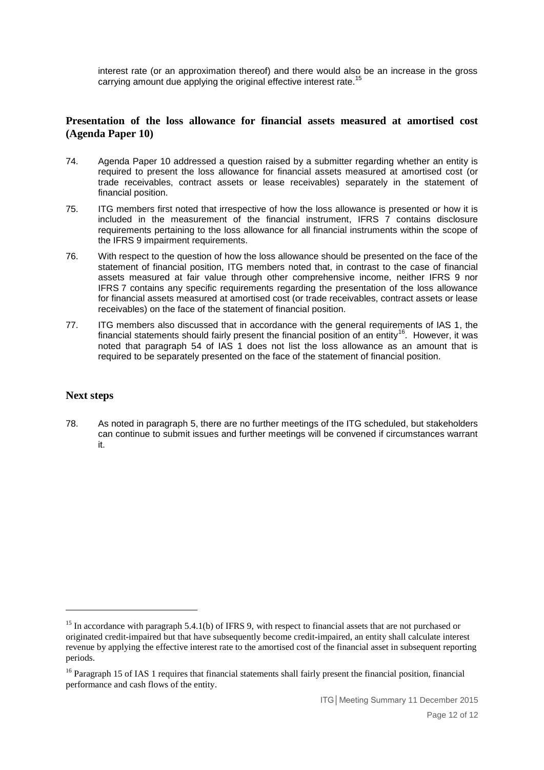interest rate (or an approximation thereof) and there would also be an increase in the gross carrying amount due applying the original effective interest rate.[15]

## Presentation of the loss allowance for financial assets measured at amortised cost (Agenda Paper 10)

74. Agenda Paper 10 addressed a question raised by a submitter regarding whether an entity is required to present the loss allowance for financial assets measured at amortised cost (or trade receivables, contract assets or lease receivables) separately in the statement of financial position.

75. ITG members first noted that irrespective of how the loss allowance is presented or how it is included in the measurement of the financial instrument, IFRS 7 contains disclosure requirements pertaining to the loss allowance for all financial instruments within the scope of the IFRS 9 impairment requirements.

76. With respect to the question of how the loss allowance should be presented on the face of the statement of financial position, ITG members noted that, in contrast to the case of financial assets measured at fair value through other comprehensive income, neither IFRS 9 nor IFRS 7 contains any specific requirements regarding the presentation of the loss allowance for financial assets measured at amortised cost (or trade receivables, contract assets or lease receivables) on the face of the statement of financial position.

77. ITG members also discussed that in accordance with the general requirements of IAS 1, the financial statements should fairly present the financial position of an entity[16]. However, it was noted that paragraph 54 of IAS 1 does not list the loss allowance as an amount that is required to be separately presented on the face of the statement of financial position.

## Next steps

78. As noted in paragraph 5, there are no further meetings of the ITG scheduled, but stakeholders can continue to submit issues and further meetings will be convened if circumstances warrant it.

---

[15] In accordance with paragraph 5.4.1(b) of IFRS 9, with respect to financial assets that are not purchased or originated credit-impaired but that have subsequently become credit-impaired, an entity shall calculate interest revenue by applying the effective interest rate to the amortised cost of the financial asset in subsequent reporting periods.

[16] Paragraph 15 of IAS 1 requires that financial statements shall fairly present the financial position, financial performance and cash flows of the entity.